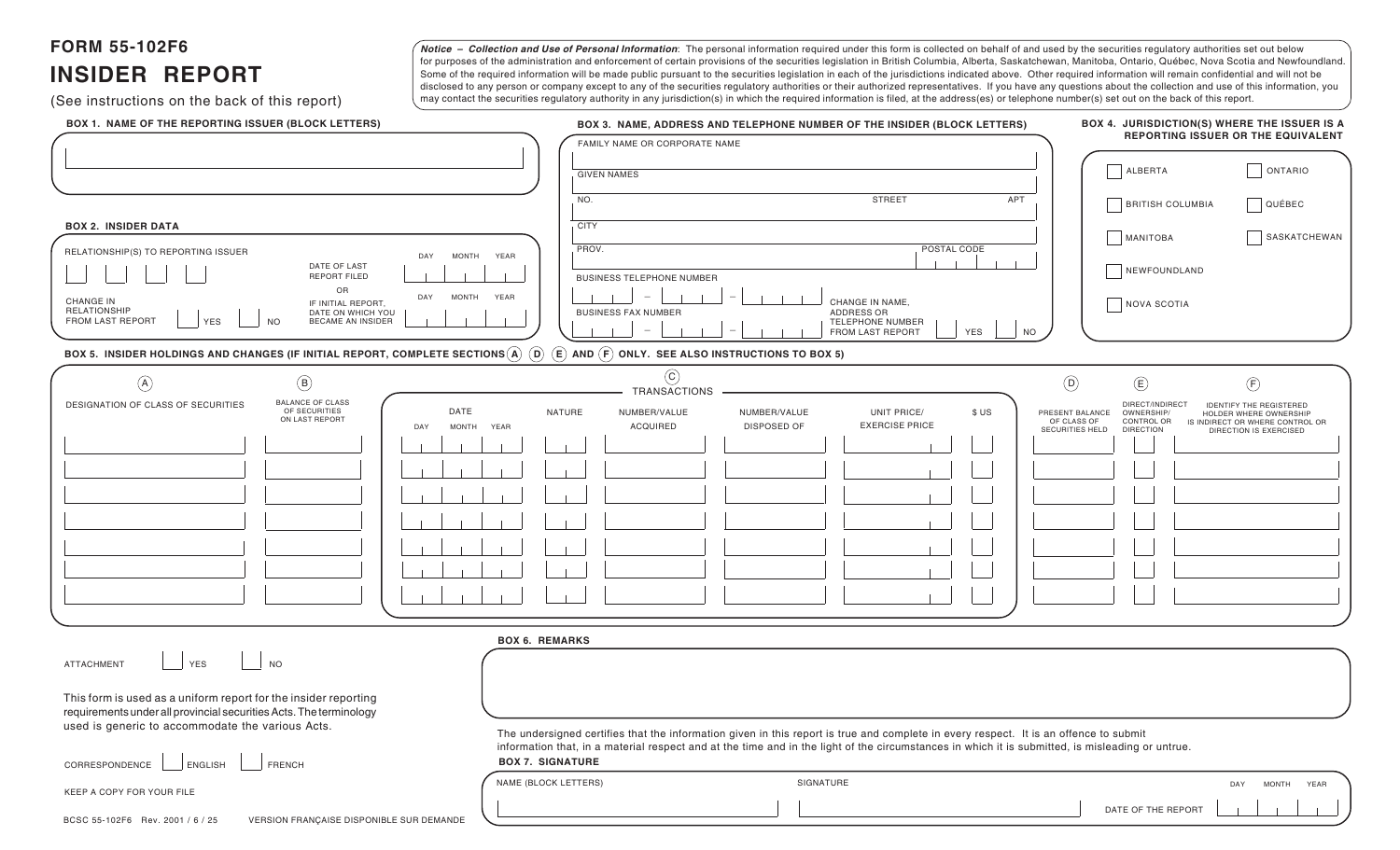# FORM 55-102F6

# INSIDER REPORT

(See instructions on the back of this report)

***Notice – Collection and Use of Personal Information***: The personal information required under this form is collected on behalf of and used by the securities regulatory authorities set out below for purposes of the administration and enforcement of certain provisions of the securities legislation in British Columbia, Alberta, Saskatchewan, Manitoba, Ontario, Québec, Nova Scotia and Newfoundland. Some of the required information will be made public pursuant to the securities legislation in each of the jurisdictions indicated above. Other required information will remain confidential and will not be disclosed to any person or company except to any of the securities regulatory authorities or their authorized representatives. If you have any questions about the collection and use of this information, you may contact the securities regulatory authority in any jurisdiction(s) in which the required information is filed, at the address(es) or telephone number(s) set out on the back of this report.

**BOX 1. NAME OF THE REPORTING ISSUER (BLOCK LETTERS)**

**BOX 2. INSIDER DATA**

RELATIONSHIP(S) TO REPORTING ISSUER

DATE OF LAST REPORT FILED (DAY MONTH YEAR)

OR

IF INITIAL REPORT, DATE ON WHICH YOU BECAME AN INSIDER (DAY MONTH YEAR)

CHANGE IN RELATIONSHIP FROM LAST REPORT ☐ YES ☐ NO

**BOX 3. NAME, ADDRESS AND TELEPHONE NUMBER OF THE INSIDER (BLOCK LETTERS)**

FAMILY NAME OR CORPORATE NAME

GIVEN NAMES

NO. STREET APT

CITY

PROV. POSTAL CODE

BUSINESS TELEPHONE NUMBER

BUSINESS FAX NUMBER

CHANGE IN NAME, ADDRESS OR TELEPHONE NUMBER FROM LAST REPORT ☐ YES ☐ NO

**BOX 4. JURISDICTION(S) WHERE THE ISSUER IS A REPORTING ISSUER OR THE EQUIVALENT**

☐ ALBERTA ☐ ONTARIO

☐ BRITISH COLUMBIA ☐ QUÉBEC

☐ MANITOBA ☐ SASKATCHEWAN

☐ NEWFOUNDLAND

☐ NOVA SCOTIA

**BOX 5. INSIDER HOLDINGS AND CHANGES (IF INITIAL REPORT, COMPLETE SECTIONS (A) (D) (E) AND (F) ONLY. SEE ALSO INSTRUCTIONS TO BOX 5)**

| (A) DESIGNATION OF CLASS OF SECURITIES | (B) BALANCE OF CLASS OF SECURITIES ON LAST REPORT | (C) TRANSACTIONS: DATE (DAY MONTH YEAR) | NATURE | NUMBER/VALUE ACQUIRED | NUMBER/VALUE DISPOSED OF | UNIT PRICE/ EXERCISE PRICE | $ US | (D) PRESENT BALANCE OF CLASS OF SECURITIES HELD | (E) DIRECT/INDIRECT OWNERSHIP/ CONTROL OR DIRECTION | (F) IDENTIFY THE REGISTERED HOLDER WHERE OWNERSHIP IS INDIRECT OR WHERE CONTROL OR DIRECTION IS EXERCISED |
|---|---|---|---|---|---|---|---|---|---|---|
| | | | | | | | | | | |
| | | | | | | | | | | |
| | | | | | | | | | | |
| | | | | | | | | | | |
| | | | | | | | | | | |
| | | | | | | | | | | |
| | | | | | | | | | | |

ATTACHMENT ☐ YES ☐ NO

This form is used as a uniform report for the insider reporting requirements under all provincial securities Acts. The terminology used is generic to accommodate the various Acts.

CORRESPONDENCE ☐ ENGLISH ☐ FRENCH

KEEP A COPY FOR YOUR FILE

**BOX 6. REMARKS**

The undersigned certifies that the information given in this report is true and complete in every respect. It is an offence to submit information that, in a material respect and at the time and in the light of the circumstances in which it is submitted, is misleading or untrue.

**BOX 7. SIGNATURE**

NAME (BLOCK LETTERS)

SIGNATURE

DATE OF THE REPORT (DAY MONTH YEAR)

BCSC 55-102F6 Rev. 2001 / 6 / 25 VERSION FRANÇAISE DISPONIBLE SUR DEMANDE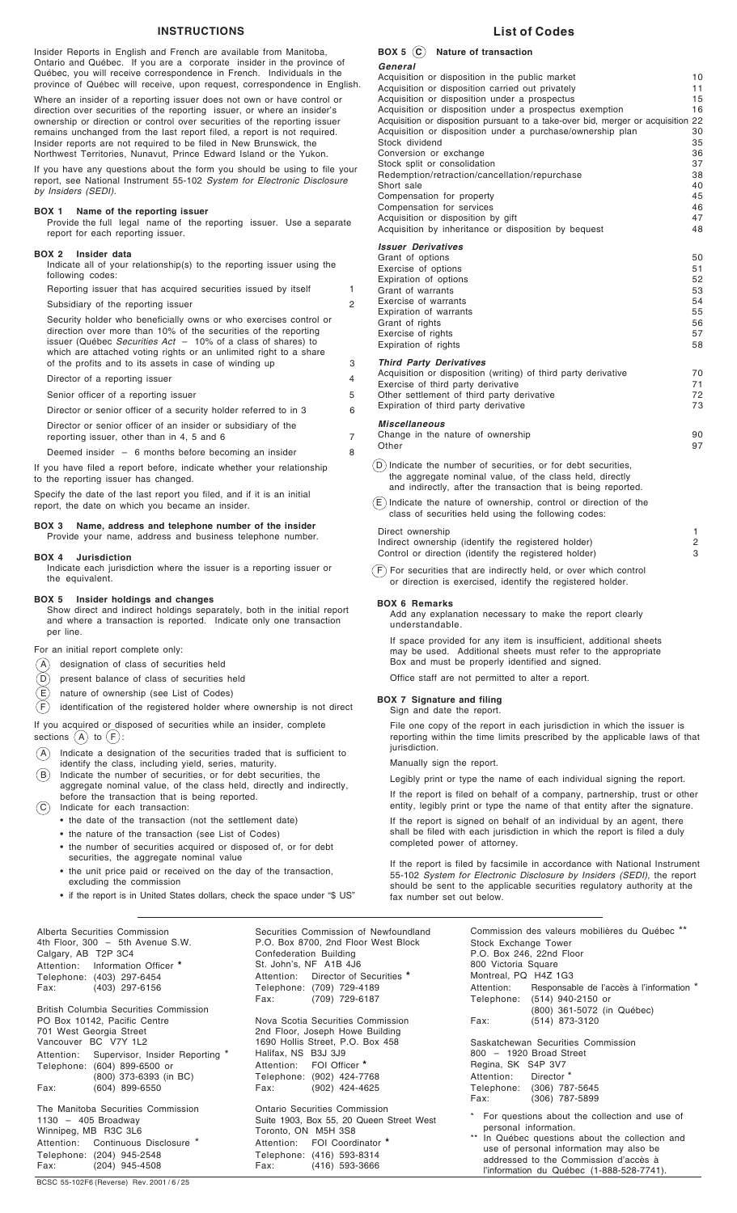# INSTRUCTIONS

Insider Reports in English and French are available from Manitoba, Ontario and Québec. If you are a corporate insider in the province of Québec, you will receive correspondence in French. Individuals in the province of Québec will receive, upon request, correspondence in English.

Where an insider of a reporting issuer does not own or have control or direction over securities of the reporting issuer, or where an insider's ownership or direction or control over securities of the reporting issuer remains unchanged from the last report filed, a report is not required. Insider reports are not required to be filed in New Brunswick, the Northwest Territories, Nunavut, Prince Edward Island or the Yukon.

If you have any questions about the form you should be using to file your report, see National Instrument 55-102 *System for Electronic Disclosure by Insiders (SEDI)*.

**BOX 1 Name of the reporting issuer**

Provide the full legal name of the reporting issuer. Use a separate report for each reporting issuer.

**BOX 2 Insider data**

Indicate all of your relationship(s) to the reporting issuer using the following codes:

| | |
|---|---|
| Reporting issuer that has acquired securities issued by itself | 1 |
| Subsidiary of the reporting issuer | 2 |
| Security holder who beneficially owns or who exercises control or direction over more than 10% of the securities of the reporting issuer (Québec *Securities Act* – 10% of a class of shares) to which are attached voting rights or an unlimited right to a share of the profits and to its assets in case of winding up | 3 |
| Director of a reporting issuer | 4 |
| Senior officer of a reporting issuer | 5 |
| Director or senior officer of a security holder referred to in 3 | 6 |
| Director or senior officer of an insider or subsidiary of the reporting issuer, other than in 4, 5 and 6 | 7 |
| Deemed insider – 6 months before becoming an insider | 8 |

If you have filed a report before, indicate whether your relationship to the reporting issuer has changed.

Specify the date of the last report you filed, and if it is an initial report, the date on which you became an insider.

**BOX 3 Name, address and telephone number of the insider**

Provide your name, address and business telephone number.

**BOX 4 Jurisdiction**

Indicate each jurisdiction where the issuer is a reporting issuer or the equivalent.

**BOX 5 Insider holdings and changes**

Show direct and indirect holdings separately, both in the initial report and where a transaction is reported. Indicate only one transaction per line.

For an initial report complete only:

- (A) designation of class of securities held
- (D) present balance of class of securities held
- (E) nature of ownership (see List of Codes)
- (F) identification of the registered holder where ownership is not direct

If you acquired or disposed of securities while an insider, complete sections (A) to (F):

- (A) Indicate a designation of the securities traded that is sufficient to identify the class, including yield, series, maturity.
- (B) Indicate the number of securities, or for debt securities, the aggregate nominal value, of the class held, directly and indirectly, before the transaction that is being reported.
- (C) Indicate for each transaction:
  - the date of the transaction (not the settlement date)
  - the nature of the transaction (see List of Codes)
  - the number of securities acquired or disposed of, or for debt securities, the aggregate nominal value
  - the unit price paid or received on the day of the transaction, excluding the commission
  - if the report is in United States dollars, check the space under "$ US"

# List of Codes

**BOX 5 (C) Nature of transaction**

| *General* | |
|---|---|
| Acquisition or disposition in the public market | 10 |
| Acquisition or disposition carried out privately | 11 |
| Acquisition or disposition under a prospectus | 15 |
| Acquisition or disposition under a prospectus exemption | 16 |
| Acquisition or disposition pursuant to a take-over bid, merger or acquisition | 22 |
| Acquisition or disposition under a purchase/ownership plan | 30 |
| Stock dividend | 35 |
| Conversion or exchange | 36 |
| Stock split or consolidation | 37 |
| Redemption/retraction/cancellation/repurchase | 38 |
| Short sale | 40 |
| Compensation for property | 45 |
| Compensation for services | 46 |
| Acquisition or disposition by gift | 47 |
| Acquisition by inheritance or disposition by bequest | 48 |
| ***Issuer Derivatives*** | |
| Grant of options | 50 |
| Exercise of options | 51 |
| Expiration of options | 52 |
| Grant of warrants | 53 |
| Exercise of warrants | 54 |
| Expiration of warrants | 55 |
| Grant of rights | 56 |
| Exercise of rights | 57 |
| Expiration of rights | 58 |
| ***Third Party Derivatives*** | |
| Acquisition or disposition (writing) of third party derivative | 70 |
| Exercise of third party derivative | 71 |
| Other settlement of third party derivative | 72 |
| Expiration of third party derivative | 73 |
| ***Miscellaneous*** | |
| Change in the nature of ownership | 90 |
| Other | 97 |

(D) Indicate the number of securities, or for debt securities, the aggregate nominal value, of the class held, directly and indirectly, after the transaction that is being reported.

(E) Indicate the nature of ownership, control or direction of the class of securities held using the following codes:

| | |
|---|---|
| Direct ownership | 1 |
| Indirect ownership (identify the registered holder) | 2 |
| Control or direction (identify the registered holder) | 3 |

(F) For securities that are indirectly held, or over which control or direction is exercised, identify the registered holder.

**BOX 6 Remarks**

Add any explanation necessary to make the report clearly understandable.

If space provided for any item is insufficient, additional sheets may be used. Additional sheets must refer to the appropriate Box and must be properly identified and signed.

Office staff are not permitted to alter a report.

**BOX 7 Signature and filing**

Sign and date the report.

File one copy of the report in each jurisdiction in which the issuer is reporting within the time limits prescribed by the applicable laws of that jurisdiction.

Manually sign the report.

Legibly print or type the name of each individual signing the report.

If the report is filed on behalf of a company, partnership, trust or other entity, legibly print or type the name of that entity after the signature.

If the report is signed on behalf of an individual by an agent, there shall be filed with each jurisdiction in which the report is filed a duly completed power of attorney.

If the report is filed by facsimile in accordance with National Instrument 55-102 *System for Electronic Disclosure by Insiders (SEDI)*, the report should be sent to the applicable securities regulatory authority at the fax number set out below.

---

Alberta Securities Commission
4th Floor, 300 – 5th Avenue S.W.
Calgary, AB T2P 3C4
Attention: Information Officer *
Telephone: (403) 297-6454
Fax: (403) 297-6156

British Columbia Securities Commission
PO Box 10142, Pacific Centre
701 West Georgia Street
Vancouver BC V7Y 1L2
Attention: Supervisor, Insider Reporting *
Telephone: (604) 899-6500 or
(800) 373-6393 (in BC)
Fax: (604) 899-6550

The Manitoba Securities Commission
1130 – 405 Broadway
Winnipeg, MB R3C 3L6
Attention: Continuous Disclosure *
Telephone: (204) 945-2548
Fax: (204) 945-4508

Securities Commission of Newfoundland
P.O. Box 8700, 2nd Floor West Block
Confederation Building
St. John's, NF A1B 4J6
Attention: Director of Securities *
Telephone: (709) 729-4189
Fax: (709) 729-6187

Nova Scotia Securities Commission
2nd Floor, Joseph Howe Building
1690 Hollis Street, P.O. Box 458
Halifax, NS B3J 3J9
Attention: FOI Officer *
Telephone: (902) 424-7768
Fax: (902) 424-4625

Ontario Securities Commission
Suite 1903, Box 55, 20 Queen Street West
Toronto, ON M5H 3S8
Attention: FOI Coordinator *
Telephone: (416) 593-8314
Fax: (416) 593-3666

Commission des valeurs mobilières du Québec **
Stock Exchange Tower
P.O. Box 246, 22nd Floor
800 Victoria Square
Montreal, PQ H4Z 1G3
Attention: Responsable de l'accès à l'information *
Telephone: (514) 940-2150 or
(800) 361-5072 (in Québec)
Fax: (514) 873-3120

Saskatchewan Securities Commission
800 – 1920 Broad Street
Regina, SK S4P 3V7
Attention: Director *
Telephone: (306) 787-5645
Fax: (306) 787-5899

\* For questions about the collection and use of personal information.

\** In Québec questions about the collection and use of personal information may also be addressed to the Commission d'accès à l'information du Québec (1-888-528-7741).

BCSC 55-102F6 (Reverse) Rev. 2001 / 6 / 25